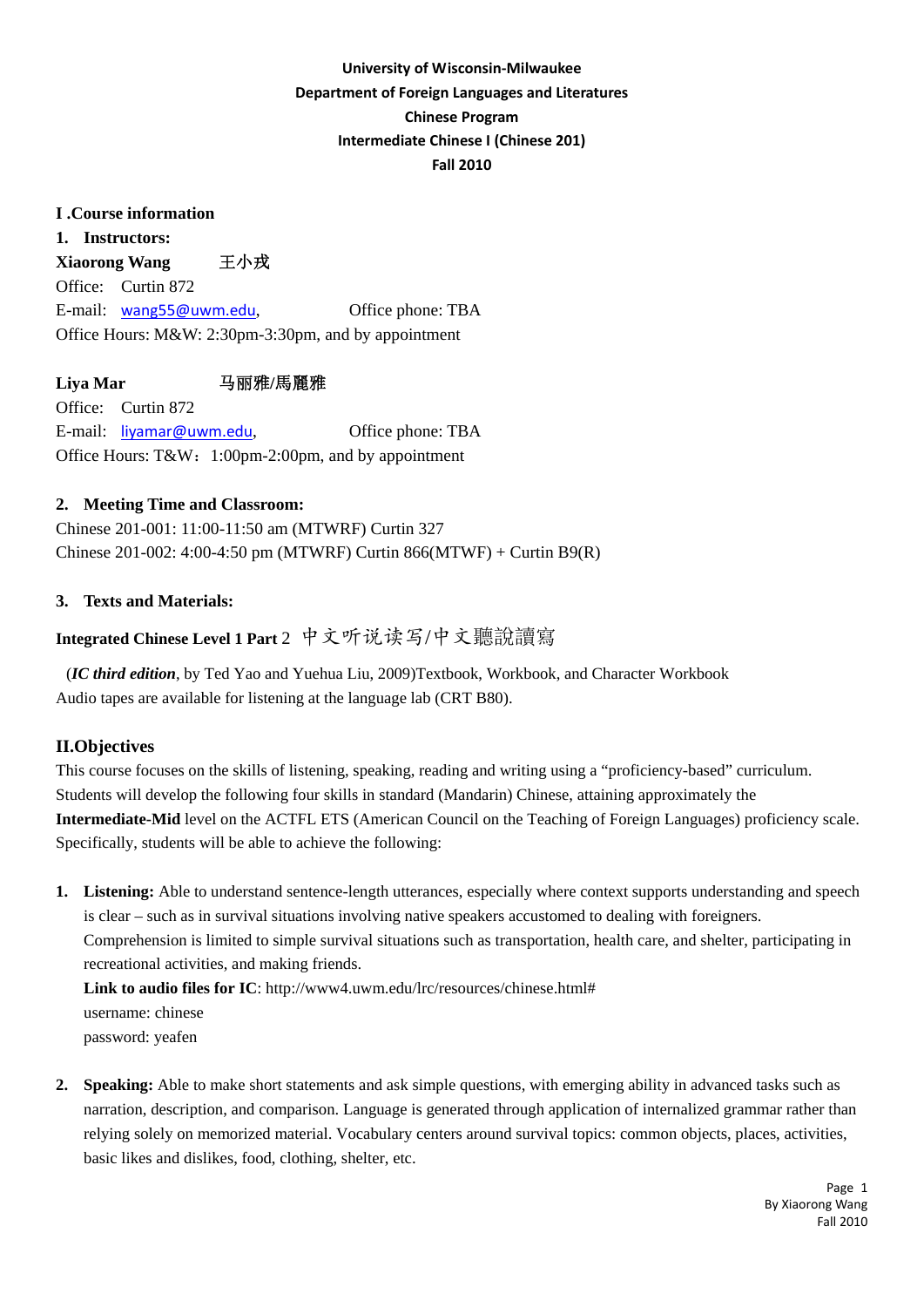**University of Wisconsin-Milwaukee**
**Department of Foreign Languages and Literatures**
**Chinese Program**
**Intermediate Chinese I (Chinese 201)**
**Fall 2010**

## I .Course information

### 1. Instructors:

**Xiaorong Wang** 王小戎
Office: Curtin 872
E-mail: wang55@uwm.edu, Office phone: TBA
Office Hours: M&W: 2:30pm-3:30pm, and by appointment

**Liya Mar** 马丽雅/馬麗雅
Office: Curtin 872
E-mail: liyamar@uwm.edu, Office phone: TBA
Office Hours: T&W：1:00pm-2:00pm, and by appointment

### 2. Meeting Time and Classroom:

Chinese 201-001: 11:00-11:50 am (MTWRF) Curtin 327
Chinese 201-002: 4:00-4:50 pm (MTWRF) Curtin 866(MTWF) + Curtin B9(R)

### 3. Texts and Materials:

**Integrated Chinese Level 1 Part** 2 中文听说读写/中文聽說讀寫

(***IC third edition***, by Ted Yao and Yuehua Liu, 2009)Textbook, Workbook, and Character Workbook
Audio tapes are available for listening at the language lab (CRT B80).

## II.Objectives

This course focuses on the skills of listening, speaking, reading and writing using a "proficiency-based" curriculum. Students will develop the following four skills in standard (Mandarin) Chinese, attaining approximately the **Intermediate-Mid** level on the ACTFL ETS (American Council on the Teaching of Foreign Languages) proficiency scale. Specifically, students will be able to achieve the following:

1. **Listening:** Able to understand sentence-length utterances, especially where context supports understanding and speech is clear – such as in survival situations involving native speakers accustomed to dealing with foreigners. Comprehension is limited to simple survival situations such as transportation, health care, and shelter, participating in recreational activities, and making friends.
   **Link to audio files for IC**: http://www4.uwm.edu/lrc/resources/chinese.html#
   username: chinese
   password: yeafen

2. **Speaking:** Able to make short statements and ask simple questions, with emerging ability in advanced tasks such as narration, description, and comparison. Language is generated through application of internalized grammar rather than relying solely on memorized material. Vocabulary centers around survival topics: common objects, places, activities, basic likes and dislikes, food, clothing, shelter, etc.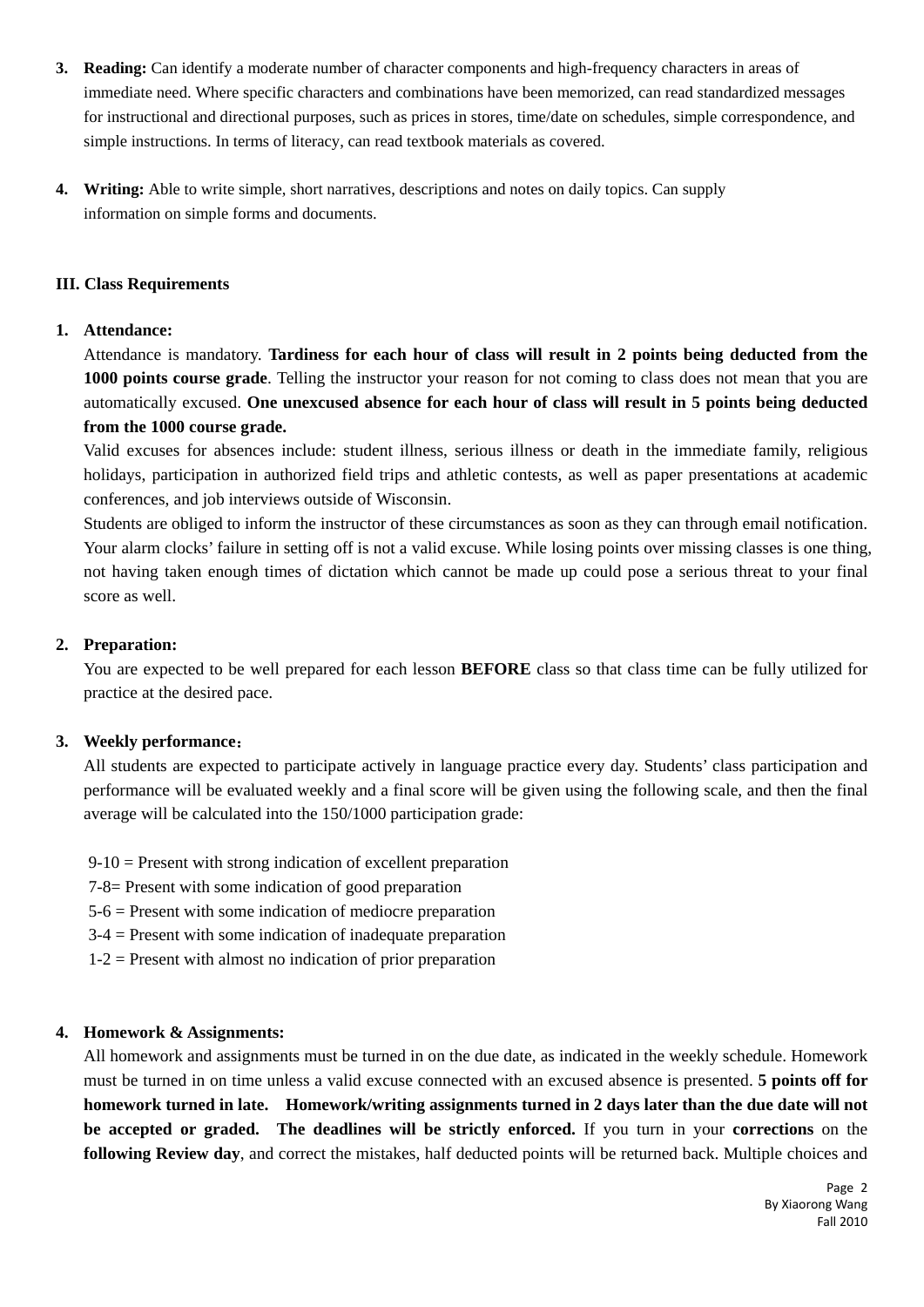3. **Reading:** Can identify a moderate number of character components and high-frequency characters in areas of immediate need. Where specific characters and combinations have been memorized, can read standardized messages for instructional and directional purposes, such as prices in stores, time/date on schedules, simple correspondence, and simple instructions. In terms of literacy, can read textbook materials as covered.

4. **Writing:** Able to write simple, short narratives, descriptions and notes on daily topics. Can supply information on simple forms and documents.

### III. Class Requirements

1. **Attendance:**

   Attendance is mandatory. **Tardiness for each hour of class will result in 2 points being deducted from the 1000 points course grade**. Telling the instructor your reason for not coming to class does not mean that you are automatically excused. **One unexcused absence for each hour of class will result in 5 points being deducted from the 1000 course grade.**

   Valid excuses for absences include: student illness, serious illness or death in the immediate family, religious holidays, participation in authorized field trips and athletic contests, as well as paper presentations at academic conferences, and job interviews outside of Wisconsin.

   Students are obliged to inform the instructor of these circumstances as soon as they can through email notification. Your alarm clocks' failure in setting off is not a valid excuse. While losing points over missing classes is one thing, not having taken enough times of dictation which cannot be made up could pose a serious threat to your final score as well.

2. **Preparation:**

   You are expected to be well prepared for each lesson **BEFORE** class so that class time can be fully utilized for practice at the desired pace.

3. **Weekly performance：**

   All students are expected to participate actively in language practice every day. Students' class participation and performance will be evaluated weekly and a final score will be given using the following scale, and then the final average will be calculated into the 150/1000 participation grade:

   9-10 = Present with strong indication of excellent preparation
   7-8= Present with some indication of good preparation
   5-6 = Present with some indication of mediocre preparation
   3-4 = Present with some indication of inadequate preparation
   1-2 = Present with almost no indication of prior preparation

4. **Homework & Assignments:**

   All homework and assignments must be turned in on the due date, as indicated in the weekly schedule. Homework must be turned in on time unless a valid excuse connected with an excused absence is presented. **5 points off for homework turned in late. Homework/writing assignments turned in 2 days later than the due date will not be accepted or graded. The deadlines will be strictly enforced.** If you turn in your **corrections** on the **following Review day**, and correct the mistakes, half deducted points will be returned back. Multiple choices and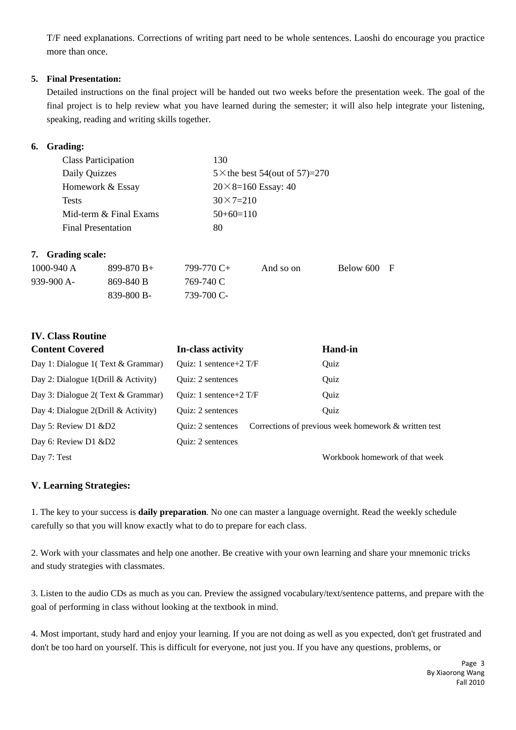T/F need explanations. Corrections of writing part need to be whole sentences. Laoshi do encourage you practice more than once.

**5. Final Presentation:**

Detailed instructions on the final project will be handed out two weeks before the presentation week. The goal of the final project is to help review what you have learned during the semester; it will also help integrate your listening, speaking, reading and writing skills together.

**6. Grading:**

| | |
|---|---|
| Class Participation | 130 |
| Daily Quizzes | 5×the best 54(out of 57)=270 |
| Homework & Essay | 20×8=160 Essay: 40 |
| Tests | 30×7=210 |
| Mid-term & Final Exams | 50+60=110 |
| Final Presentation | 80 |

**7. Grading scale:**

| | | | | |
|---|---|---|---|---|
| 1000-940 A | 899-870 B+ | 799-770 C+ | And so on | Below 600 F |
| 939-900 A- | 869-840 B | 769-740 C | | |
| | 839-800 B- | 739-700 C- | | |

## IV. Class Routine

| Content Covered | In-class activity | Hand-in |
|---|---|---|
| Day 1: Dialogue 1( Text & Grammar) | Quiz: 1 sentence+2 T/F | Quiz |
| Day 2: Dialogue 1(Drill & Activity) | Quiz: 2 sentences | Quiz |
| Day 3: Dialogue 2( Text & Grammar) | Quiz: 1 sentence+2 T/F | Quiz |
| Day 4: Dialogue 2(Drill & Activity) | Quiz: 2 sentences | Quiz |
| Day 5: Review D1 &D2 | Quiz: 2 sentences | Corrections of previous week homework & written test |
| Day 6: Review D1 &D2 | Quiz: 2 sentences | |
| Day 7: Test | | Workbook homework of that week |

## V. Learning Strategies:

1. The key to your success is **daily preparation**. No one can master a language overnight. Read the weekly schedule carefully so that you will know exactly what to do to prepare for each class.

2. Work with your classmates and help one another. Be creative with your own learning and share your mnemonic tricks and study strategies with classmates.

3. Listen to the audio CDs as much as you can. Preview the assigned vocabulary/text/sentence patterns, and prepare with the goal of performing in class without looking at the textbook in mind.

4. Most important, study hard and enjoy your learning. If you are not doing as well as you expected, don't get frustrated and don't be too hard on yourself. This is difficult for everyone, not just you. If you have any questions, problems, or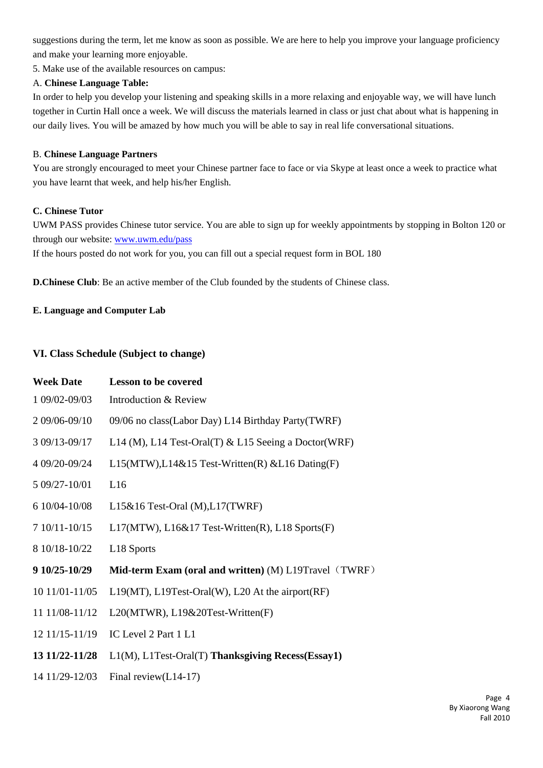suggestions during the term, let me know as soon as possible. We are here to help you improve your language proficiency and make your learning more enjoyable.

5. Make use of the available resources on campus:

A. **Chinese Language Table:**

In order to help you develop your listening and speaking skills in a more relaxing and enjoyable way, we will have lunch together in Curtin Hall once a week. We will discuss the materials learned in class or just chat about what is happening in our daily lives. You will be amazed by how much you will be able to say in real life conversational situations.

B. **Chinese Language Partners**

You are strongly encouraged to meet your Chinese partner face to face or via Skype at least once a week to practice what you have learnt that week, and help his/her English.

**C. Chinese Tutor**

UWM PASS provides Chinese tutor service. You are able to sign up for weekly appointments by stopping in Bolton 120 or through our website: [www.uwm.edu/pass](www.uwm.edu/pass)

If the hours posted do not work for you, you can fill out a special request form in BOL 180

**D.Chinese Club**: Be an active member of the Club founded by the students of Chinese class.

**E. Language and Computer Lab**

## VI. Class Schedule (Subject to change)

| Week Date | Lesson to be covered |
|---|---|
| 1 09/02-09/03 | Introduction & Review |
| 2 09/06-09/10 | 09/06 no class(Labor Day) L14 Birthday Party(TWRF) |
| 3 09/13-09/17 | L14 (M), L14 Test-Oral(T) & L15 Seeing a Doctor(WRF) |
| 4 09/20-09/24 | L15(MTW),L14&15 Test-Written(R) &L16 Dating(F) |
| 5 09/27-10/01 | L16 |
| 6 10/04-10/08 | L15&16 Test-Oral (M),L17(TWRF) |
| 7 10/11-10/15 | L17(MTW), L16&17 Test-Written(R), L18 Sports(F) |
| 8 10/18-10/22 | L18 Sports |
| **9 10/25-10/29** | **Mid-term Exam (oral and written)** (M) L19Travel（TWRF） |
| 10 11/01-11/05 | L19(MT), L19Test-Oral(W), L20 At the airport(RF) |
| 11 11/08-11/12 | L20(MTWR), L19&20Test-Written(F) |
| 12 11/15-11/19 | IC Level 2 Part 1 L1 |
| **13 11/22-11/28** | L1(M), L1Test-Oral(T) **Thanksgiving Recess(Essay1)** |
| 14 11/29-12/03 | Final review(L14-17) |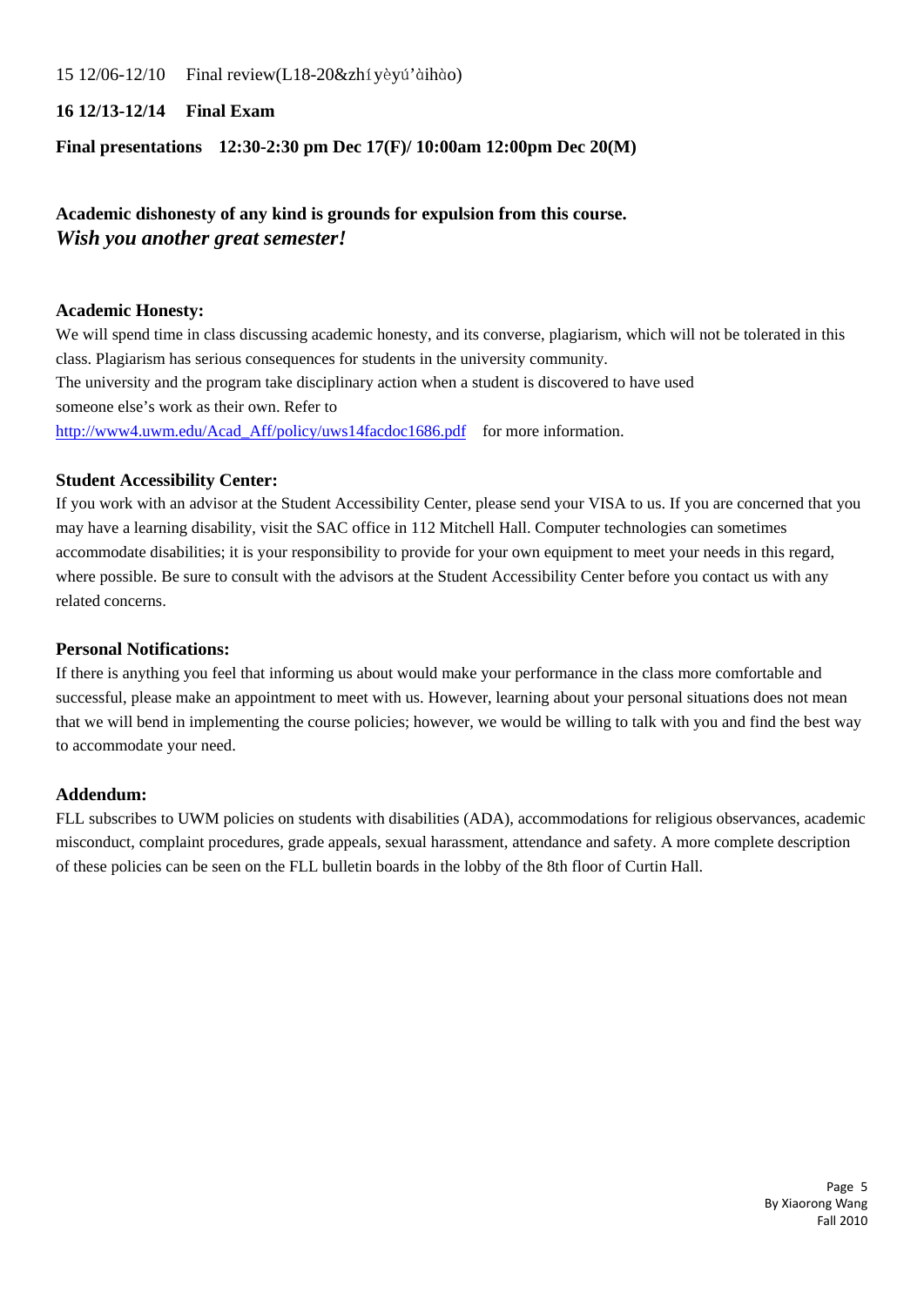15 12/06-12/10 Final review(L18-20&zhí yèyú'àihào)

**16 12/13-12/14 Final Exam**

**Final presentations 12:30-2:30 pm Dec 17(F)/ 10:00am 12:00pm Dec 20(M)**

**Academic dishonesty of any kind is grounds for expulsion from this course.**
***Wish you another great semester!***

### Academic Honesty:

We will spend time in class discussing academic honesty, and its converse, plagiarism, which will not be tolerated in this class. Plagiarism has serious consequences for students in the university community.
The university and the program take disciplinary action when a student is discovered to have used someone else's work as their own. Refer to
http://www4.uwm.edu/Acad_Aff/policy/uws14facdoc1686.pdf for more information.

### Student Accessibility Center:

If you work with an advisor at the Student Accessibility Center, please send your VISA to us. If you are concerned that you may have a learning disability, visit the SAC office in 112 Mitchell Hall. Computer technologies can sometimes accommodate disabilities; it is your responsibility to provide for your own equipment to meet your needs in this regard, where possible. Be sure to consult with the advisors at the Student Accessibility Center before you contact us with any related concerns.

### Personal Notifications:

If there is anything you feel that informing us about would make your performance in the class more comfortable and successful, please make an appointment to meet with us. However, learning about your personal situations does not mean that we will bend in implementing the course policies; however, we would be willing to talk with you and find the best way to accommodate your need.

### Addendum:

FLL subscribes to UWM policies on students with disabilities (ADA), accommodations for religious observances, academic misconduct, complaint procedures, grade appeals, sexual harassment, attendance and safety. A more complete description of these policies can be seen on the FLL bulletin boards in the lobby of the 8th floor of Curtin Hall.